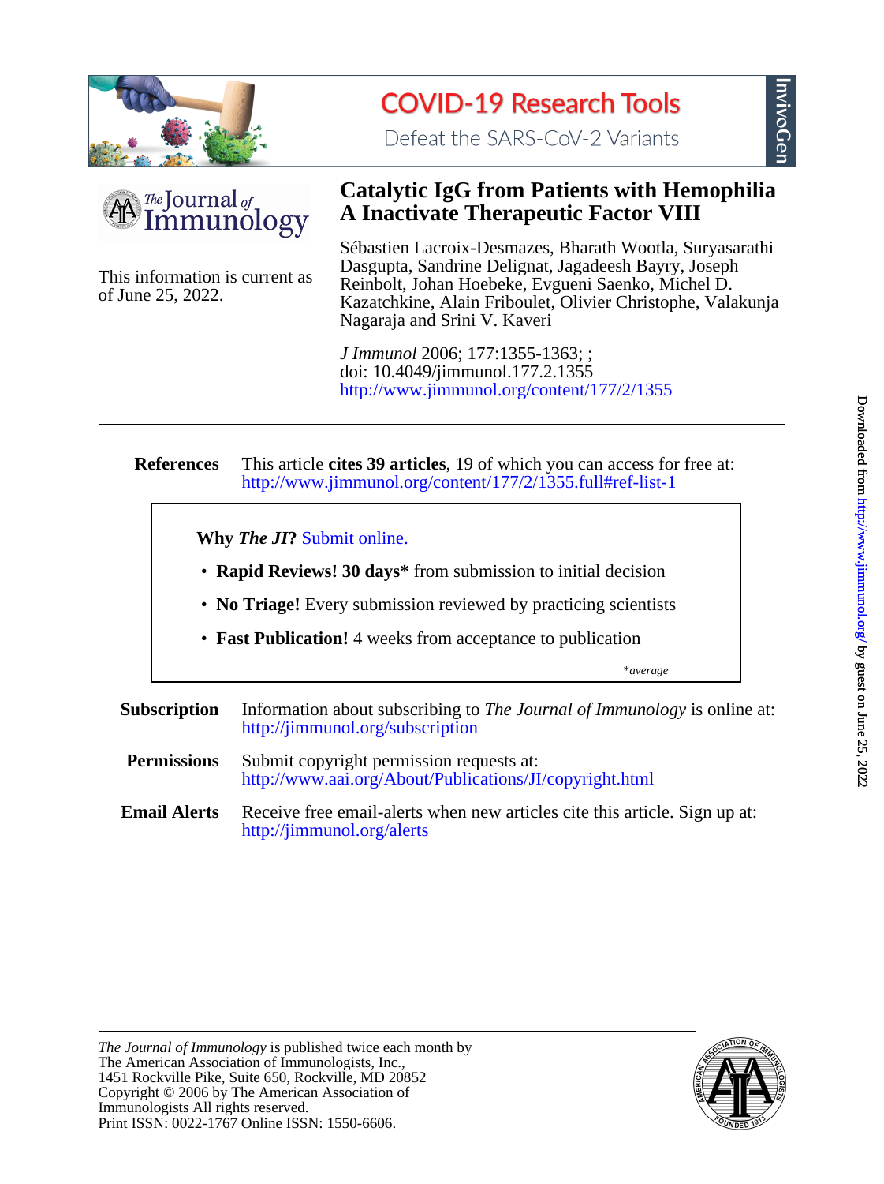COVID-19 Research Tools

Defeat the SARS-CoV-2 Variants

InvivoGen

The Journal of Immunology

This information is current as of June 25, 2022.

# Catalytic IgG from Patients with Hemophilia A Inactivate Therapeutic Factor VIII

Sébastien Lacroix-Desmazes, Bharath Wootla, Suryasarathi Dasgupta, Sandrine Delignat, Jagadeesh Bayry, Joseph Reinbolt, Johan Hoebeke, Evgueni Saenko, Michel D. Kazatchkine, Alain Friboulet, Olivier Christophe, Valakunja Nagaraja and Srini V. Kaveri

*J Immunol* 2006; 177:1355-1363; ;
doi: 10.4049/jimmunol.177.2.1355
http://www.jimmunol.org/content/177/2/1355

---

**References** This article **cites 39 articles**, 19 of which you can access for free at: http://www.jimmunol.org/content/177/2/1355.full#ref-list-1

**Why *The JI*?** Submit online.

- **Rapid Reviews! 30 days*** from submission to initial decision
- **No Triage!** Every submission reviewed by practicing scientists
- **Fast Publication!** 4 weeks from acceptance to publication

*\*average*

**Subscription** Information about subscribing to *The Journal of Immunology* is online at: http://jimmunol.org/subscription

**Permissions** Submit copyright permission requests at: http://www.aai.org/About/Publications/JI/copyright.html

**Email Alerts** Receive free email-alerts when new articles cite this article. Sign up at: http://jimmunol.org/alerts

*The Journal of Immunology* is published twice each month by
The American Association of Immunologists, Inc.,
1451 Rockville Pike, Suite 650, Rockville, MD 20852
Copyright © 2006 by The American Association of Immunologists All rights reserved.
Print ISSN: 0022-1767 Online ISSN: 1550-6606.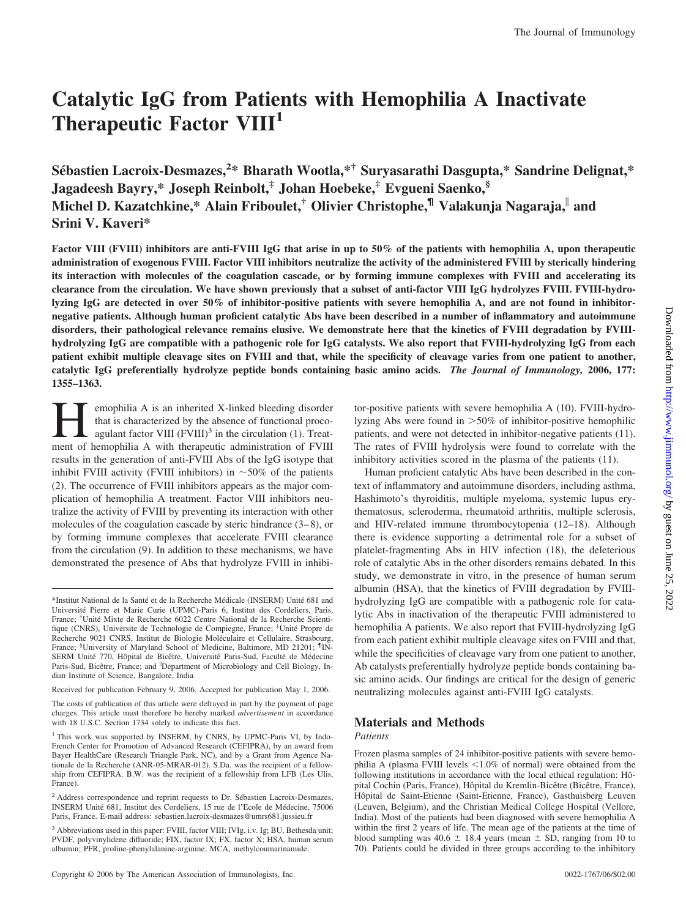# Catalytic IgG from Patients with Hemophilia A Inactivate Therapeutic Factor VIII[1]

**Sébastien Lacroix-Desmazes,[2]* Bharath Wootla,*† Suryasarathi Dasgupta,* Sandrine Delignat,* Jagadeesh Bayry,* Joseph Reinbolt,‡ Johan Hoebeke,‡ Evgueni Saenko,§ Michel D. Kazatchkine,* Alain Friboulet,† Olivier Christophe,¶ Valakunja Nagaraja,‖ and Srini V. Kaveri***

**Factor VIII (FVIII) inhibitors are anti-FVIII IgG that arise in up to 50% of the patients with hemophilia A, upon therapeutic administration of exogenous FVIII. Factor VIII inhibitors neutralize the activity of the administered FVIII by sterically hindering its interaction with molecules of the coagulation cascade, or by forming immune complexes with FVIII and accelerating its clearance from the circulation. We have shown previously that a subset of anti-factor VIII IgG hydrolyzes FVIII. FVIII-hydrolyzing IgG are detected in over 50% of inhibitor-positive patients with severe hemophilia A, and are not found in inhibitor-negative patients. Although human proficient catalytic Abs have been described in a number of inflammatory and autoimmune disorders, their pathological relevance remains elusive. We demonstrate here that the kinetics of FVIII degradation by FVIII-hydrolyzing IgG are compatible with a pathogenic role for IgG catalysts. We also report that FVIII-hydrolyzing IgG from each patient exhibit multiple cleavage sites on FVIII and that, while the specificity of cleavage varies from one patient to another, catalytic IgG preferentially hydrolyze peptide bonds containing basic amino acids.** ***The Journal of Immunology,*** **2006, 177: 1355–1363.**

Hemophilia A is an inherited X-linked bleeding disorder that is characterized by the absence of functional procoagulant factor VIII (FVIII)[3] in the circulation (1). Treatment of hemophilia A with therapeutic administration of FVIII results in the generation of anti-FVIII Abs of the IgG isotype that inhibit FVIII activity (FVIII inhibitors) in ~50% of the patients (2). The occurrence of FVIII inhibitors appears as the major complication of hemophilia A treatment. Factor VIII inhibitors neutralize the activity of FVIII by preventing its interaction with other molecules of the coagulation cascade by steric hindrance (3–8), or by forming immune complexes that accelerate FVIII clearance from the circulation (9). In addition to these mechanisms, we have demonstrated the presence of Abs that hydrolyze FVIII in inhibitor-positive patients with severe hemophilia A (10). FVIII-hydrolyzing Abs were found in >50% of inhibitor-positive hemophilic patients, and were not detected in inhibitor-negative patients (11). The rates of FVIII hydrolysis were found to correlate with the inhibitory activities scored in the plasma of the patients (11).

Human proficient catalytic Abs have been described in the context of inflammatory and autoimmune disorders, including asthma, Hashimoto's thyroiditis, multiple myeloma, systemic lupus erythematosus, scleroderma, rheumatoid arthritis, multiple sclerosis, and HIV-related immune thrombocytopenia (12–18). Although there is evidence supporting a detrimental role for a subset of platelet-fragmenting Abs in HIV infection (18), the deleterious role of catalytic Abs in the other disorders remains debated. In this study, we demonstrate in vitro, in the presence of human serum albumin (HSA), that the kinetics of FVIII degradation by FVIII-hydrolyzing IgG are compatible with a pathogenic role for catalytic Abs in inactivation of the therapeutic FVIII administered to hemophilia A patients. We also report that FVIII-hydrolyzing IgG from each patient exhibit multiple cleavage sites on FVIII and that, while the specificities of cleavage vary from one patient to another, Ab catalysts preferentially hydrolyze peptide bonds containing basic amino acids. Our findings are critical for the design of generic neutralizing molecules against anti-FVIII IgG catalysts.

## Materials and Methods

### *Patients*

Frozen plasma samples of 24 inhibitor-positive patients with severe hemophilia A (plasma FVIII levels <1.0% of normal) were obtained from the following institutions in accordance with the local ethical regulation: Hôpital Cochin (Paris, France), Hôpital du Kremlin-Bicêtre (Bicêtre, France), Hôpital de Saint-Etienne (Saint-Etienne, France), Gasthuisberg Leuven (Leuven, Belgium), and the Christian Medical College Hospital (Vellore, India). Most of the patients had been diagnosed with severe hemophilia A within the first 2 years of life. The mean age of the patients at the time of blood sampling was 40.6 ± 18.4 years (mean ± SD, ranging from 10 to 70). Patients could be divided in three groups according to the inhibitory

---

*Institut National de la Santé et de la Recherche Médicale (INSERM) Unité 681 and Université Pierre et Marie Curie (UPMC)-Paris 6, Institut des Cordeliers, Paris, France; †Unité Mixte de Recherche 6022 Centre National de la Recherche Scientifique (CNRS), Universite de Technologie de Compiegne, France; ‡Unité Propre de Recherche 9021 CNRS, Institut de Biologie Moléculaire et Cellulaire, Strasbourg, France; §University of Maryland School of Medicine, Baltimore, MD 21201; ¶INSERM Unité 770, Hôpital de Bicêtre, Université Paris-Sud, Faculté de Médecine Paris-Sud, Bicêtre, France; and ‖Department of Microbiology and Cell Biology, Indian Institute of Science, Bangalore, India

Received for publication February 9, 2006. Accepted for publication May 1, 2006.

The costs of publication of this article were defrayed in part by the payment of page charges. This article must therefore be hereby marked *advertisement* in accordance with 18 U.S.C. Section 1734 solely to indicate this fact.

[1] This work was supported by INSERM, by CNRS, by UPMC-Paris VI, by Indo-French Center for Promotion of Advanced Research (CEFIPRA), by an award from Bayer HealthCare (Research Triangle Park, NC), and by a Grant from Agence Nationale de la Recherche (ANR-05-MRAR-012). S.Da. was the recipient of a fellowship from CEFIPRA. B.W. was the recipient of a fellowship from LFB (Les Ulis, France).

[2] Address correspondence and reprint requests to Dr. Sébastien Lacroix-Desmazes, INSERM Unité 681, Institut des Cordeliers, 15 rue de l'Ecole de Médecine, 75006 Paris, France. E-mail address: sebastien.lacroix-desmazes@umrs681.jussieu.fr

[3] Abbreviations used in this paper: FVIII, factor VIII; IVIg, i.v. Ig; BU, Bethesda unit; PVDF, polyvinylidene difluoride; FIX, factor IX; FX, factor X; HSA, human serum albumin; PFR, proline-phenylalanine-arginine; MCA, methylcoumarinamide.

Copyright © 2006 by The American Association of Immunologists, Inc.

0022-1767/06/$02.00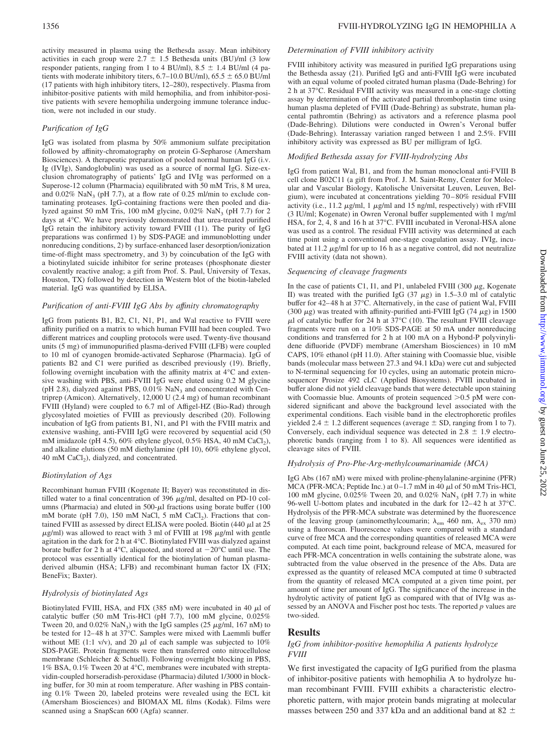activity measured in plasma using the Bethesda assay. Mean inhibitory activities in each group were 2.7 ± 1.5 Bethesda units (BU)/ml (3 low responder patients, ranging from 1 to 4 BU/ml), 8.5 ± 1.4 BU/ml (4 patients with moderate inhibitory titers, 6.7–10.0 BU/ml), 65.5 ± 65.0 BU/ml (17 patients with high inhibitory titers, 12–280), respectively. Plasma from inhibitor-positive patients with mild hemophilia, and from inhibitor-positive patients with severe hemophilia undergoing immune tolerance induction, were not included in our study.

### *Purification of IgG*

IgG was isolated from plasma by 50% ammonium sulfate precipitation followed by affinity-chromatography on protein G-Sepharose (Amersham Biosciences). A therapeutic preparation of pooled normal human IgG (i.v. Ig (IVIg), Sandoglobulin) was used as a source of normal IgG. Size-exclusion chromatography of patients' IgG and IVIg was performed on a Superose-12 column (Pharmacia) equilibrated with 50 mM Tris, 8 M urea, and 0.02% $NaN_3$ (pH 7.7), at a flow rate of 0.25 ml/min to exclude contaminating proteases. IgG-containing fractions were then pooled and dialyzed against 50 mM Tris, 100 mM glycine, 0.02% $NaN_3$ (pH 7.7) for 2 days at 4°C. We have previously demonstrated that urea-treated purified IgG retain the inhibitory activity toward FVIII (11). The purity of IgG preparations was confirmed 1) by SDS-PAGE and immunoblotting under nonreducing conditions, 2) by surface-enhanced laser desorption/ionization time-of-flight mass spectrometry, and 3) by coincubation of the IgG with a biotinylated suicide inhibitor for serine proteases (phosphonate diester covalently reactive analog; a gift from Prof. S. Paul, University of Texas, Houston, TX) followed by detection in Western blot of the biotin-labeled material. IgG was quantified by ELISA.

### *Purification of anti-FVIII IgG Abs by affinity chromatography*

IgG from patients B1, B2, C1, N1, P1, and Wal reactive to FVIII were affinity purified on a matrix to which human FVIII had been coupled. Two different matrices and coupling protocols were used. Twenty-five thousand units (5 mg) of immunopurified plasma-derived FVIII (LFB) were coupled to 10 ml of cyanogen bromide-activated Sepharose (Pharmacia). IgG of patients B2 and C1 were purified as described previously (19). Briefly, following overnight incubation with the affinity matrix at 4°C and extensive washing with PBS, anti-FVIII IgG were eluted using 0.2 M glycine (pH 2.8), dialyzed against PBS, 0.01% $NaN_3$ and concentrated with Centriprep (Amicon). Alternatively, 12,000 U (2.4 mg) of human recombinant FVIII (Hyland) were coupled to 6.7 ml of Affigel-HZ (Bio-Rad) through glycosylated moieties of FVIII as previously described (20). Following incubation of IgG from patients B1, N1, and P1 with the FVIII matrix and extensive washing, anti-FVIII IgG were recovered by sequential acid (50 mM imidazole (pH 4.5), 60% ethylene glycol, 0.5% HSA, 40 mM $CaCl_2$), and alkaline elutions (50 mM diethylamine (pH 10), 60% ethylene glycol, 40 mM $CaCl_2$), dialyzed, and concentrated.

### *Biotinylation of Ags*

Recombinant human FVIII (Kogenate II; Bayer) was reconstituted in distilled water to a final concentration of 396 μg/ml, desalted on PD-10 columns (Pharmacia) and eluted in 500-μl fractions using borate buffer (100 mM borate (pH 7.0), 150 mM NaCl, 5 mM $CaCl_2$). Fractions that contained FVIII as assessed by direct ELISA were pooled. Biotin (440 μl at 25 μg/ml) was allowed to react with 3 ml of FVIII at 198 μg/ml with gentle agitation in the dark for 2 h at 4°C. Biotinylated FVIII was dialyzed against borate buffer for 2 h at 4°C, aliquoted, and stored at −20°C until use. The protocol was essentially identical for the biotinylation of human plasma-derived albumin (HSA; LFB) and recombinant human factor IX (FIX; BeneFix; Baxter).

### *Hydrolysis of biotinylated Ags*

Biotinylated FVIII, HSA, and FIX (385 nM) were incubated in 40 μl of catalytic buffer (50 mM Tris-HCl (pH 7.7), 100 mM glycine, 0.025% Tween 20, and 0.02% $NaN_3$) with the IgG samples (25 μg/ml, 167 nM) to be tested for 12–48 h at 37°C. Samples were mixed with Laemmli buffer without ME (1:1 v/v), and 20 μl of each sample was subjected to 10% SDS-PAGE. Protein fragments were then transferred onto nitrocellulose membrane (Schleicher & Schuell). Following overnight blocking in PBS, 1% BSA, 0.1% Tween 20 at 4°C, membranes were incubated with streptavidin-coupled horseradish-peroxidase (Pharmacia) diluted 1/3000 in blocking buffer, for 30 min at room temperature. After washing in PBS containing 0.1% Tween 20, labeled proteins were revealed using the ECL kit (Amersham Biosciences) and BIOMAX ML films (Kodak). Films were scanned using a SnapScan 600 (Agfa) scanner.

### *Determination of FVIII inhibitory activity*

FVIII inhibitory activity was measured in purified IgG preparations using the Bethesda assay (21). Purified IgG and anti-FVIII IgG were incubated with an equal volume of pooled citrated human plasma (Dade-Behring) for 2 h at 37°C. Residual FVIII activity was measured in a one-stage clotting assay by determination of the activated partial thromboplastin time using human plasma depleted of FVIII (Dade-Behring) as substrate, human placental pathromtin (Behring) as activators and a reference plasma pool (Dade-Behring). Dilutions were conducted in Owren's Veronal buffer (Dade-Behring). Interassay variation ranged between 1 and 2.5%. FVIII inhibitory activity was expressed as BU per milligram of IgG.

### *Modified Bethesda assay for FVIII-hydrolyzing Abs*

IgG from patient Wal, B1, and from the human monoclonal anti-FVIII B cell clone B02C11 (a gift from Prof. J. M. Saint-Remy, Center for Molecular and Vascular Biology, Katolische Universitat Leuven, Leuven, Belgium), were incubated at concentrations yielding 70–80% residual FVIII activity (i.e., 11.2 μg/ml, 1 μg/ml and 15 ng/ml, respectively) with rFVIII (3 IU/ml; Kogenate) in Owren Veronal buffer supplemented with 1 mg/ml HSA, for 2, 4, 8 and 16 h at 37°C. FVIII incubated in Veronal-HSA alone was used as a control. The residual FVIII activity was determined at each time point using a conventional one-stage coagulation assay. IVIg, incubated at 11.2 μg/ml for up to 16 h as a negative control, did not neutralize FVIII activity (data not shown).

### *Sequencing of cleavage fragments*

In the case of patients C1, I1, and P1, unlabeled FVIII (300 μg, Kogenate II) was treated with the purified IgG (37 μg) in 1.5–3.0 ml of catalytic buffer for 42–48 h at 37°C. Alternatively, in the case of patient Wal, FVIII (300 μg) was treated with affinity-purified anti-FVIII IgG (74 μg) in 1500 μl of catalytic buffer for 24 h at 37°C (10). The resultant FVIII cleavage fragments were run on a 10% SDS-PAGE at 50 mA under nonreducing conditions and transferred for 2 h at 100 mA on a Hybond-P polyvinylidene difluoride (PVDF) membrane (Amersham Biosciences) in 10 mM CAPS, 10% ethanol (pH 11.0). After staining with Coomassie blue, visible bands (molecular mass between 27.3 and 94.1 kDa) were cut and subjected to N-terminal sequencing for 10 cycles, using an automatic protein microsequencer Prosize 492 cLC (Applied Biosystems). FVIII incubated in buffer alone did not yield cleavage bands that were detectable upon staining with Coomassie blue. Amounts of protein sequenced >0.5 pM were considered significant and above the background level associated with the experimental conditions. Each visible band in the electrophoretic profiles yielded 2.4 ± 1.2 different sequences (average ± SD, ranging from 1 to 7). Conversely, each individual sequence was detected in 2.8 ± 1.9 electrophoretic bands (ranging from 1 to 8). All sequences were identified as cleavage sites of FVIII.

### *Hydrolysis of Pro-Phe-Arg-methylcoumarinamide (MCA)*

IgG Abs (167 nM) were mixed with proline-phenylalanine-arginine (PFR) MCA (PFR-MCA; Peptide Inc.) at 0–1.7 mM in 40 μl of 50 mM Tris-HCl, 100 mM glycine, 0.025% Tween 20, and 0.02% $NaN_3$ (pH 7.7) in white 96-well U-bottom plates and incubated in the dark for 12–42 h at 37°C. Hydrolysis of the PFR-MCA substrate was determined by the fluorescence of the leaving group (aminomethylcoumarin; $\lambda_{em}$ 460 nm, $\lambda_{ex}$ 370 nm) using a fluoroscan. Fluorescence values were compared with a standard curve of free MCA and the corresponding quantities of released MCA were computed. At each time point, background release of MCA, measured for each PFR-MCA concentration in wells containing the substrate alone, was subtracted from the value observed in the presence of the Abs. Data are expressed as the quantity of released MCA computed at time 0 subtracted from the quantity of released MCA computed at a given time point, per amount of time per amount of IgG. The significance of the increase in the hydrolytic activity of patient IgG as compared with that of IVIg was assessed by an ANOVA and Fischer post hoc tests. The reported $p$ values are two-sided.

## Results

### *IgG from inhibitor-positive hemophilia A patients hydrolyze FVIII*

We first investigated the capacity of IgG purified from the plasma of inhibitor-positive patients with hemophilia A to hydrolyze human recombinant FVIII. FVIII exhibits a characteristic electrophoretic pattern, with major protein bands migrating at molecular masses between 250 and 337 kDa and an additional band at 82 ±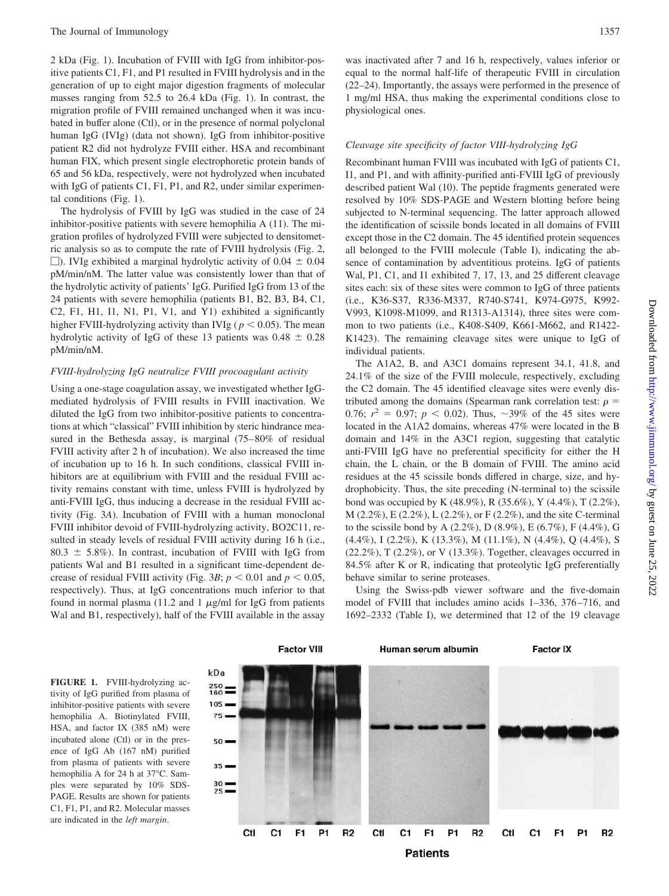2 kDa (Fig. 1). Incubation of FVIII with IgG from inhibitor-positive patients C1, F1, and P1 resulted in FVIII hydrolysis and in the generation of up to eight major digestion fragments of molecular masses ranging from 52.5 to 26.4 kDa (Fig. 1). In contrast, the migration profile of FVIII remained unchanged when it was incubated in buffer alone (Ctl), or in the presence of normal polyclonal human IgG (IVIg) (data not shown). IgG from inhibitor-positive patient R2 did not hydrolyze FVIII either. HSA and recombinant human FIX, which present single electrophoretic protein bands of 65 and 56 kDa, respectively, were not hydrolyzed when incubated with IgG of patients C1, F1, P1, and R2, under similar experimental conditions (Fig. 1).

The hydrolysis of FVIII by IgG was studied in the case of 24 inhibitor-positive patients with severe hemophilia A (11). The migration profiles of hydrolyzed FVIII were subjected to densitometric analysis so as to compute the rate of FVIII hydrolysis (Fig. 2, □). IVIg exhibited a marginal hydrolytic activity of 0.04 ± 0.04 pM/min/nM. The latter value was consistently lower than that of the hydrolytic activity of patients' IgG. Purified IgG from 13 of the 24 patients with severe hemophilia (patients B1, B2, B3, B4, C1, C2, F1, H1, I1, N1, P1, V1, and Y1) exhibited a significantly higher FVIII-hydrolyzing activity than IVIg ($p < 0.05$). The mean hydrolytic activity of IgG of these 13 patients was 0.48 ± 0.28 pM/min/nM.

### *FVIII-hydrolyzing IgG neutralize FVIII procoagulant activity*

Using a one-stage coagulation assay, we investigated whether IgG-mediated hydrolysis of FVIII results in FVIII inactivation. We diluted the IgG from two inhibitor-positive patients to concentrations at which "classical" FVIII inhibition by steric hindrance measured in the Bethesda assay, is marginal (75–80% of residual FVIII activity after 2 h of incubation). We also increased the time of incubation up to 16 h. In such conditions, classical FVIII inhibitors are at equilibrium with FVIII and the residual FVIII activity remains constant with time, unless FVIII is hydrolyzed by anti-FVIII IgG, thus inducing a decrease in the residual FVIII activity (Fig. 3*A*). Incubation of FVIII with a human monoclonal FVIII inhibitor devoid of FVIII-hydrolyzing activity, BO2C11, resulted in steady levels of residual FVIII activity during 16 h (i.e., 80.3 ± 5.8%). In contrast, incubation of FVIII with IgG from patients Wal and B1 resulted in a significant time-dependent decrease of residual FVIII activity (Fig. 3*B*; $p < 0.01$ and $p < 0.05$, respectively). Thus, at IgG concentrations much inferior to that found in normal plasma (11.2 and 1 μg/ml for IgG from patients Wal and B1, respectively), half of the FVIII available in the assay was inactivated after 7 and 16 h, respectively, values inferior or equal to the normal half-life of therapeutic FVIII in circulation (22–24). Importantly, the assays were performed in the presence of 1 mg/ml HSA, thus making the experimental conditions close to physiological ones.

### *Cleavage site specificity of factor VIII-hydrolyzing IgG*

Recombinant human FVIII was incubated with IgG of patients C1, I1, and P1, and with affinity-purified anti-FVIII IgG of previously described patient Wal (10). The peptide fragments generated were resolved by 10% SDS-PAGE and Western blotting before being subjected to N-terminal sequencing. The latter approach allowed the identification of scissile bonds located in all domains of FVIII except those in the C2 domain. The 45 identified protein sequences all belonged to the FVIII molecule (Table I), indicating the absence of contamination by adventitious proteins. IgG of patients Wal, P1, C1, and I1 exhibited 7, 17, 13, and 25 different cleavage sites each: six of these sites were common to IgG of three patients (i.e., K36-S37, R336-M337, R740-S741, K974-G975, K992-V993, K1098-M1099, and R1313-A1314), three sites were common to two patients (i.e., K408-S409, K661-M662, and R1422-K1423). The remaining cleavage sites were unique to IgG of individual patients.

The A1A2, B, and A3C1 domains represent 34.1, 41.8, and 24.1% of the size of the FVIII molecule, respectively, excluding the C2 domain. The 45 identified cleavage sites were evenly distributed among the domains (Spearman rank correlation test: $\rho = 0.76$; $r^2 = 0.97$; $p < 0.02$). Thus, ~39% of the 45 sites were located in the A1A2 domains, whereas 47% were located in the B domain and 14% in the A3C1 region, suggesting that catalytic anti-FVIII IgG have no preferential specificity for either the H chain, the L chain, or the B domain of FVIII. The amino acid residues at the 45 scissile bonds differed in charge, size, and hydrophobicity. Thus, the site preceding (N-terminal to) the scissile bond was occupied by K (48.9%), R (35.6%), Y (4.4%), T (2.2%), M (2.2%), E (2.2%), L (2.2%), or F (2.2%), and the site C-terminal to the scissile bond by A (2.2%), D (8.9%), E (6.7%), F (4.4%), G (4.4%), I (2.2%), K (13.3%), M (11.1%), N (4.4%), Q (4.4%), S (22.2%), T (2.2%), or V (13.3%). Together, cleavages occurred in 84.5% after K or R, indicating that proteolytic IgG preferentially behave similar to serine proteases.

Using the Swiss-pdb viewer software and the five-domain model of FVIII that includes amino acids 1–336, 376–716, and 1692–2332 (Table I), we determined that 12 of the 19 cleavage

**FIGURE 1.** FVIII-hydrolyzing activity of IgG purified from plasma of inhibitor-positive patients with severe hemophilia A. Biotinylated FVIII, HSA, and factor IX (385 nM) were incubated alone (Ctl) or in the presence of IgG Ab (167 nM) purified from plasma of patients with severe hemophilia A for 24 h at 37°C. Samples were separated by 10% SDS-PAGE. Results are shown for patients C1, F1, P1, and R2. Molecular masses are indicated in the *left margin*.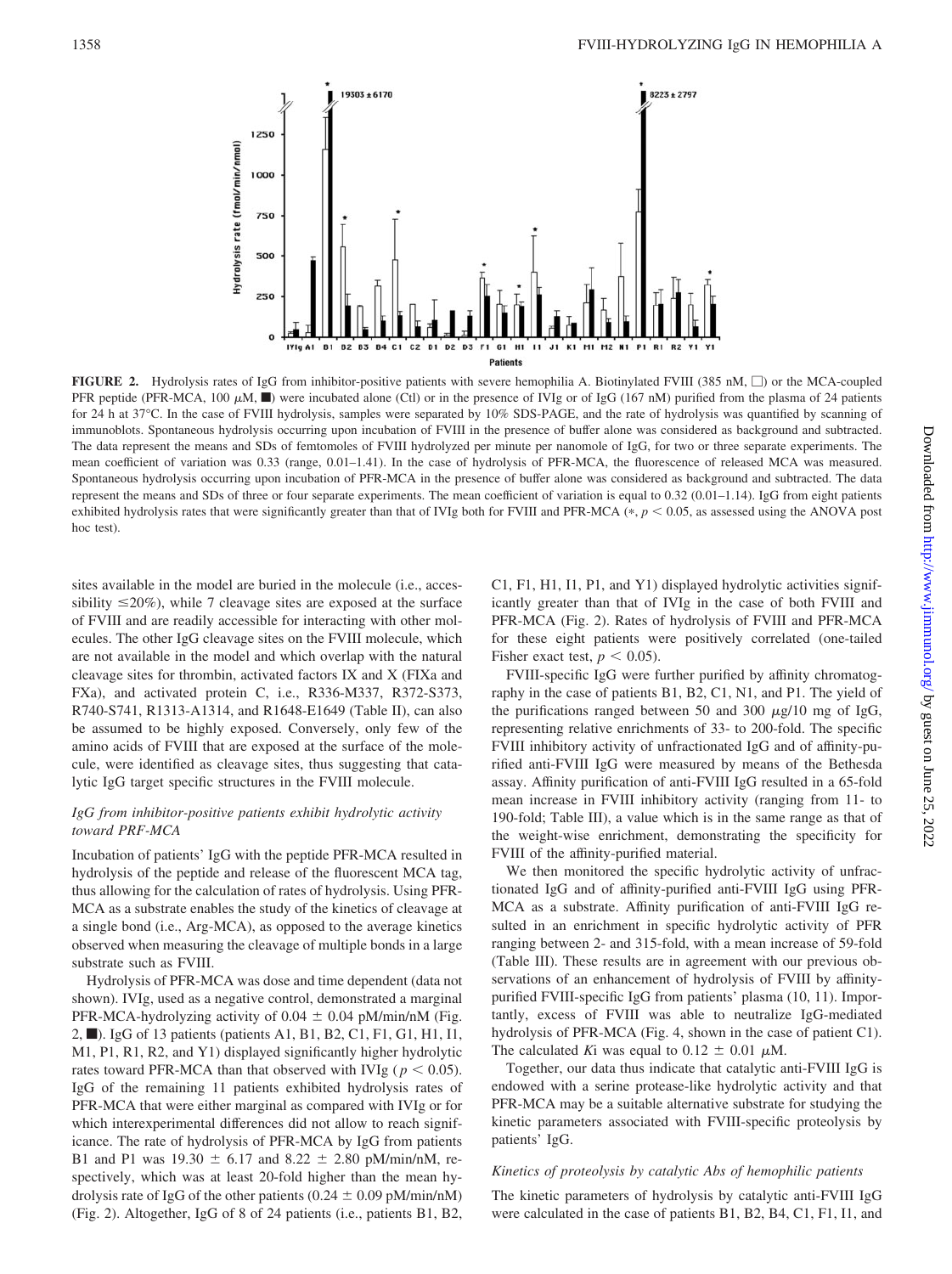**FIGURE 2.** Hydrolysis rates of IgG from inhibitor-positive patients with severe hemophilia A. Biotinylated FVIII (385 nM, □) or the MCA-coupled PFR peptide (PFR-MCA, 100 μM, ■) were incubated alone (Ctl) or in the presence of IVIg or of IgG (167 nM) purified from the plasma of 24 patients for 24 h at 37°C. In the case of FVIII hydrolysis, samples were separated by 10% SDS-PAGE, and the rate of hydrolysis was quantified by scanning of immunoblots. Spontaneous hydrolysis occurring upon incubation of FVIII in the presence of buffer alone was considered as background and subtracted. The data represent the means and SDs of femtomoles of FVIII hydrolyzed per minute per nanomole of IgG, for two or three separate experiments. The mean coefficient of variation was 0.33 (range, 0.01–1.41). In the case of hydrolysis of PFR-MCA, the fluorescence of released MCA was measured. Spontaneous hydrolysis occurring upon incubation of PFR-MCA in the presence of buffer alone was considered as background and subtracted. The data represent the means and SDs of three or four separate experiments. The mean coefficient of variation is equal to 0.32 (0.01–1.14). IgG from eight patients exhibited hydrolysis rates that were significantly greater than that of IVIg both for FVIII and PFR-MCA (*, $p < 0.05$, as assessed using the ANOVA post hoc test).

sites available in the model are buried in the molecule (i.e., accessibility ≤20%), while 7 cleavage sites are exposed at the surface of FVIII and are readily accessible for interacting with other molecules. The other IgG cleavage sites on the FVIII molecule, which are not available in the model and which overlap with the natural cleavage sites for thrombin, activated factors IX and X (FIXa and FXa), and activated protein C, i.e., R336-M337, R372-S373, R740-S741, R1313-A1314, and R1648-E1649 (Table II), can also be assumed to be highly exposed. Conversely, only few of the amino acids of FVIII that are exposed at the surface of the molecule, were identified as cleavage sites, thus suggesting that catalytic IgG target specific structures in the FVIII molecule.

### *IgG from inhibitor-positive patients exhibit hydrolytic activity toward PRF-MCA*

Incubation of patients' IgG with the peptide PFR-MCA resulted in hydrolysis of the peptide and release of the fluorescent MCA tag, thus allowing for the calculation of rates of hydrolysis. Using PFR-MCA as a substrate enables the study of the kinetics of cleavage at a single bond (i.e., Arg-MCA), as opposed to the average kinetics observed when measuring the cleavage of multiple bonds in a large substrate such as FVIII.

Hydrolysis of PFR-MCA was dose and time dependent (data not shown). IVIg, used as a negative control, demonstrated a marginal PFR-MCA-hydrolyzing activity of 0.04 ± 0.04 pM/min/nM (Fig. 2, ■). IgG of 13 patients (patients A1, B1, B2, C1, F1, G1, H1, I1, M1, P1, R1, R2, and Y1) displayed significantly higher hydrolytic rates toward PFR-MCA than that observed with IVIg ($p < 0.05$). IgG of the remaining 11 patients exhibited hydrolysis rates of PFR-MCA that were either marginal as compared with IVIg or for which interexperimental differences did not allow to reach significance. The rate of hydrolysis of PFR-MCA by IgG from patients B1 and P1 was 19.30 ± 6.17 and 8.22 ± 2.80 pM/min/nM, respectively, which was at least 20-fold higher than the mean hydrolysis rate of IgG of the other patients (0.24 ± 0.09 pM/min/nM) (Fig. 2). Altogether, IgG of 8 of 24 patients (i.e., patients B1, B2, C1, F1, H1, I1, P1, and Y1) displayed hydrolytic activities significantly greater than that of IVIg in the case of both FVIII and PFR-MCA (Fig. 2). Rates of hydrolysis of FVIII and PFR-MCA for these eight patients were positively correlated (one-tailed Fisher exact test, $p < 0.05$).

FVIII-specific IgG were further purified by affinity chromatography in the case of patients B1, B2, C1, N1, and P1. The yield of the purifications ranged between 50 and 300 μg/10 mg of IgG, representing relative enrichments of 33- to 200-fold. The specific FVIII inhibitory activity of unfractionated IgG and of affinity-purified anti-FVIII IgG were measured by means of the Bethesda assay. Affinity purification of anti-FVIII IgG resulted in a 65-fold mean increase in FVIII inhibitory activity (ranging from 11- to 190-fold; Table III), a value which is in the same range as that of the weight-wise enrichment, demonstrating the specificity for FVIII of the affinity-purified material.

We then monitored the specific hydrolytic activity of unfractionated IgG and of affinity-purified anti-FVIII IgG using PFR-MCA as a substrate. Affinity purification of anti-FVIII IgG resulted in an enrichment in specific hydrolytic activity of PFR ranging between 2- and 315-fold, with a mean increase of 59-fold (Table III). These results are in agreement with our previous observations of an enhancement of hydrolysis of FVIII by affinity-purified FVIII-specific IgG from patients' plasma (10, 11). Importantly, excess of FVIII was able to neutralize IgG-mediated hydrolysis of PFR-MCA (Fig. 4, shown in the case of patient C1). The calculated $K$i was equal to 0.12 ± 0.01 μM.

Together, our data thus indicate that catalytic anti-FVIII IgG is endowed with a serine protease-like hydrolytic activity and that PFR-MCA may be a suitable alternative substrate for studying the kinetic parameters associated with FVIII-specific proteolysis by patients' IgG.

### *Kinetics of proteolysis by catalytic Abs of hemophilic patients*

The kinetic parameters of hydrolysis by catalytic anti-FVIII IgG were calculated in the case of patients B1, B2, B4, C1, F1, I1, and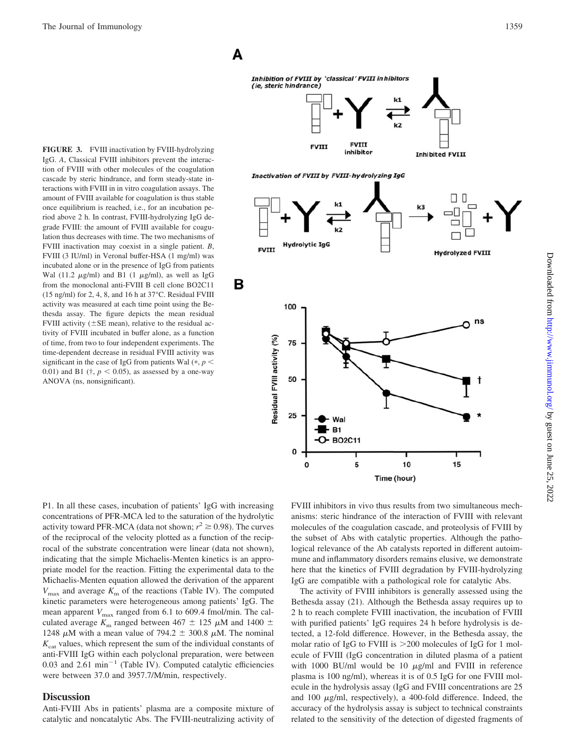**FIGURE 3.** FVIII inactivation by FVIII-hydrolyzing IgG. *A*, Classical FVIII inhibitors prevent the interaction of FVIII with other molecules of the coagulation cascade by steric hindrance, and form steady-state interactions with FVIII in in vitro coagulation assays. The amount of FVIII available for coagulation is thus stable once equilibrium is reached, i.e., for an incubation period above 2 h. In contrast, FVIII-hydrolyzing IgG degrade FVIII: the amount of FVIII available for coagulation thus decreases with time. The two mechanisms of FVIII inactivation may coexist in a single patient. *B*, FVIII (3 IU/ml) in Veronal buffer-HSA (1 mg/ml) was incubated alone or in the presence of IgG from patients Wal (11.2 μg/ml) and B1 (1 μg/ml), as well as IgG from the monoclonal anti-FVIII B cell clone BO2C11 (15 ng/ml) for 2, 4, 8, and 16 h at 37°C. Residual FVIII activity was measured at each time point using the Bethesda assay. The figure depicts the mean residual FVIII activity (±SE mean), relative to the residual activity of FVIII incubated in buffer alone, as a function of time, from two to four independent experiments. The time-dependent decrease in residual FVIII activity was significant in the case of IgG from patients Wal (*, $p < 0.01$) and B1 (†, $p < 0.05$), as assessed by a one-way ANOVA (ns, nonsignificant).

P1. In all these cases, incubation of patients' IgG with increasing concentrations of PFR-MCA led to the saturation of the hydrolytic activity toward PFR-MCA (data not shown; $r^2 \geq 0.98$). The curves of the reciprocal of the velocity plotted as a function of the reciprocal of the substrate concentration were linear (data not shown), indicating that the simple Michaelis-Menten kinetics is an appropriate model for the reaction. Fitting the experimental data to the Michaelis-Menten equation allowed the derivation of the apparent $V_{max}$ and average $K_m$ of the reactions (Table IV). The computed kinetic parameters were heterogeneous among patients' IgG. The mean apparent $V_{max}$ ranged from 6.1 to 609.4 fmol/min. The calculated average $K_m$ ranged between 467 ± 125 μM and 1400 ± 1248 μM with a mean value of 794.2 ± 300.8 μM. The nominal $K_{cat}$ values, which represent the sum of the individual constants of anti-FVIII IgG within each polyclonal preparation, were between 0.03 and 2.61 $min^{-1}$ (Table IV). Computed catalytic efficiencies were between 37.0 and 3957.7/M/min, respectively.

## Discussion

Anti-FVIII Abs in patients' plasma are a composite mixture of catalytic and noncatalytic Abs. The FVIII-neutralizing activity of FVIII inhibitors in vivo thus results from two simultaneous mechanisms: steric hindrance of the interaction of FVIII with relevant molecules of the coagulation cascade, and proteolysis of FVIII by the subset of Abs with catalytic properties. Although the pathological relevance of the Ab catalysts reported in different autoimmune and inflammatory disorders remains elusive, we demonstrate here that the kinetics of FVIII degradation by FVIII-hydrolyzing IgG are compatible with a pathological role for catalytic Abs.

The activity of FVIII inhibitors is generally assessed using the Bethesda assay (21). Although the Bethesda assay requires up to 2 h to reach complete FVIII inactivation, the incubation of FVIII with purified patients' IgG requires 24 h before hydrolysis is detected, a 12-fold difference. However, in the Bethesda assay, the molar ratio of IgG to FVIII is >200 molecules of IgG for 1 molecule of FVIII (IgG concentration in diluted plasma of a patient with 1000 BU/ml would be 10 μg/ml and FVIII in reference plasma is 100 ng/ml), whereas it is of 0.5 IgG for one FVIII molecule in the hydrolysis assay (IgG and FVIII concentrations are 25 and 100 μg/ml, respectively), a 400-fold difference. Indeed, the accuracy of the hydrolysis assay is subject to technical constraints related to the sensitivity of the detection of digested fragments of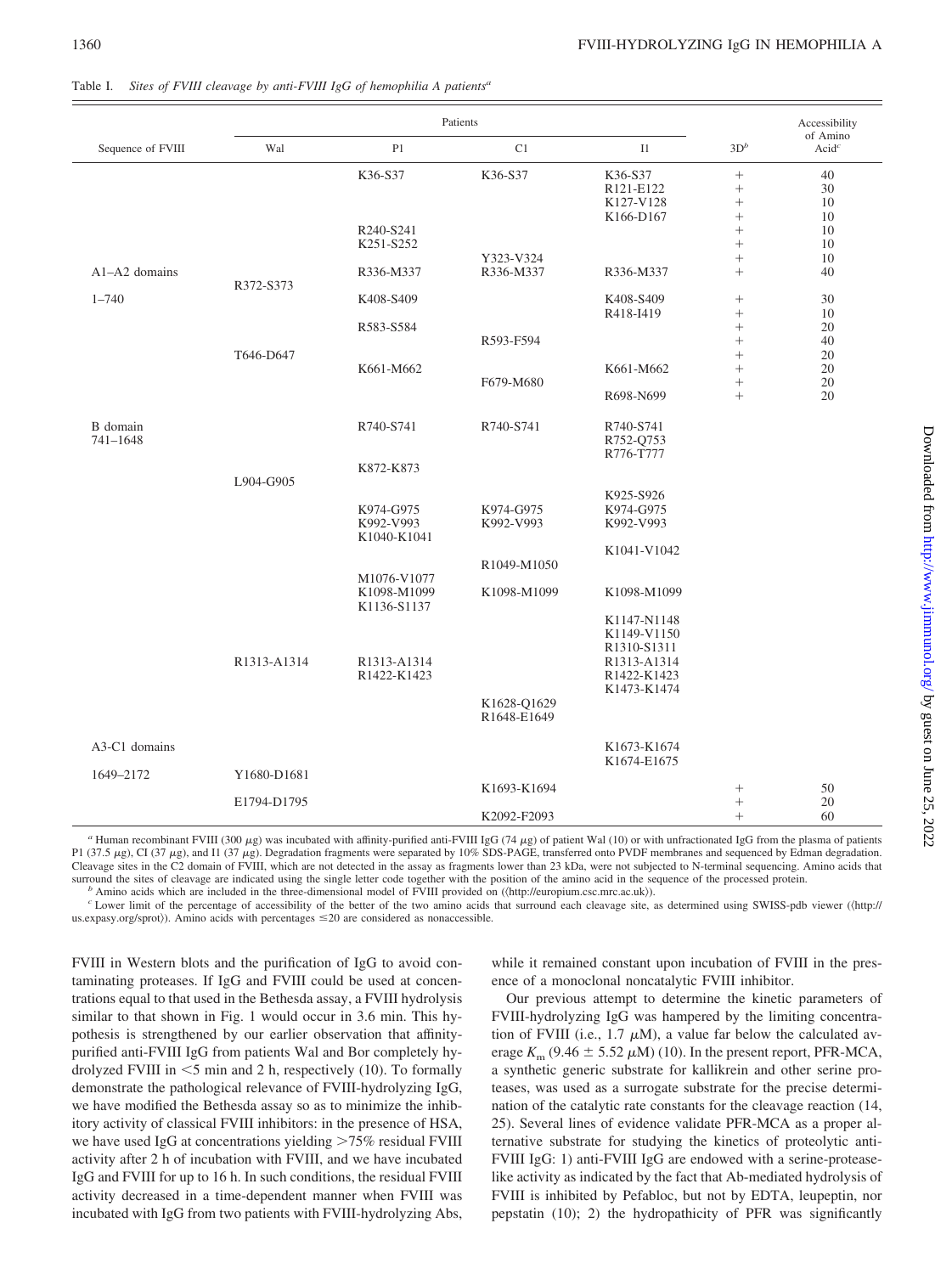Table I. *Sites of FVIII cleavage by anti-FVIII IgG of hemophilia A patients*[a]

| Sequence of FVIII | Patients | | | | | Accessibility of Amino Acid[c] |
|---|---|---|---|---|---|---|
| | Wal | P1 | C1 | I1 | 3D[b] | |
| | | K36-S37 | K36-S37 | K36-S37 | + | 40 |
| | | | | R121-E122 | + | 30 |
| | | | | K127-V128 | + | 10 |
| | | | | K166-D167 | + | 10 |
| | | R240-S241 | | | + | 10 |
| | | K251-S252 | | | + | 10 |
| | | | Y323-V324 | | + | 10 |
| A1–A2 domains | | R336-M337 | R336-M337 | R336-M337 | + | 40 |
| | R372-S373 | | | | | |
| 1–740 | | K408-S409 | | K408-S409 | + | 30 |
| | | | | R418-I419 | + | 10 |
| | | R583-S584 | | | + | 20 |
| | | | R593-F594 | | + | 40 |
| | T646-D647 | | | | + | 20 |
| | | K661-M662 | | K661-M662 | + | 20 |
| | | | F679-M680 | | + | 20 |
| | | | | R698-N699 | + | 20 |
| B domain | | R740-S741 | R740-S741 | R740-S741 | | |
| 741–1648 | | | | R752-Q753 | | |
| | | | | R776-T777 | | |
| | | K872-K873 | | | | |
| | L904-G905 | | | | | |
| | | | | K925-S926 | | |
| | | K974-G975 | K974-G975 | K974-G975 | | |
| | | K992-V993 | K992-V993 | K992-V993 | | |
| | | K1040-K1041 | | | | |
| | | | | K1041-V1042 | | |
| | | | R1049-M1050 | | | |
| | | M1076-V1077 | | | | |
| | | K1098-M1099 | K1098-M1099 | K1098-M1099 | | |
| | | K1136-S1137 | | | | |
| | | | | K1147-N1148 | | |
| | | | | K1149-V1150 | | |
| | | | | R1310-S1311 | | |
| | R1313-A1314 | R1313-A1314 | | R1313-A1314 | | |
| | | R1422-K1423 | | R1422-K1423 | | |
| | | | | K1473-K1474 | | |
| | | | K1628-Q1629 | | | |
| | | | R1648-E1649 | | | |
| A3-C1 domains | | | | K1673-K1674 | | |
| | | | | K1674-E1675 | | |
| 1649–2172 | Y1680-D1681 | | | | | |
| | | | K1693-K1694 | | + | 50 |
| | E1794-D1795 | | | | + | 20 |
| | | | K2092-F2093 | | + | 60 |

[a] Human recombinant FVIII (300 μg) was incubated with affinity-purified anti-FVIII IgG (74 μg) of patient Wal (10) or with unfractionated IgG from the plasma of patients P1 (37.5 μg), CI (37 μg), and I1 (37 μg). Degradation fragments were separated by 10% SDS-PAGE, transferred onto PVDF membranes and sequenced by Edman degradation. Cleavage sites in the C2 domain of FVIII, which are not detected in the assay as fragments lower than 23 kDa, were not subjected to N-terminal sequencing. Amino acids that surround the sites of cleavage are indicated using the single letter code together with the position of the amino acid in the sequence of the processed protein.

[b] Amino acids which are included in the three-dimensional model of FVIII provided on (⟨http://europium.csc.mrc.ac.uk⟩).

[c] Lower limit of the percentage of accessibility of the better of the two amino acids that surround each cleavage site, as determined using SWISS-pdb viewer (⟨http://us.expasy.org/sprot⟩). Amino acids with percentages ≤20 are considered as nonaccessible.

FVIII in Western blots and the purification of IgG to avoid contaminating proteases. If IgG and FVIII could be used at concentrations equal to that used in the Bethesda assay, a FVIII hydrolysis similar to that shown in Fig. 1 would occur in 3.6 min. This hypothesis is strengthened by our earlier observation that affinity-purified anti-FVIII IgG from patients Wal and Bor completely hydrolyzed FVIII in <5 min and 2 h, respectively (10). To formally demonstrate the pathological relevance of FVIII-hydrolyzing IgG, we have modified the Bethesda assay so as to minimize the inhibitory activity of classical FVIII inhibitors: in the presence of HSA, we have used IgG at concentrations yielding >75% residual FVIII activity after 2 h of incubation with FVIII, and we have incubated IgG and FVIII for up to 16 h. In such conditions, the residual FVIII activity decreased in a time-dependent manner when FVIII was incubated with IgG from two patients with FVIII-hydrolyzing Abs, while it remained constant upon incubation of FVIII in the presence of a monoclonal noncatalytic FVIII inhibitor.

Our previous attempt to determine the kinetic parameters of FVIII-hydrolyzing IgG was hampered by the limiting concentration of FVIII (i.e., 1.7 μM), a value far below the calculated average $K_m$ (9.46 ± 5.52 μM) (10). In the present report, PFR-MCA, a synthetic generic substrate for kallikrein and other serine proteases, was used as a surrogate substrate for the precise determination of the catalytic rate constants for the cleavage reaction (14, 25). Several lines of evidence validate PFR-MCA as a proper alternative substrate for studying the kinetics of proteolytic anti-FVIII IgG: 1) anti-FVIII IgG are endowed with a serine-protease-like activity as indicated by the fact that Ab-mediated hydrolysis of FVIII is inhibited by Pefabloc, but not by EDTA, leupeptin, nor pepstatin (10); 2) the hydropathicity of PFR was significantly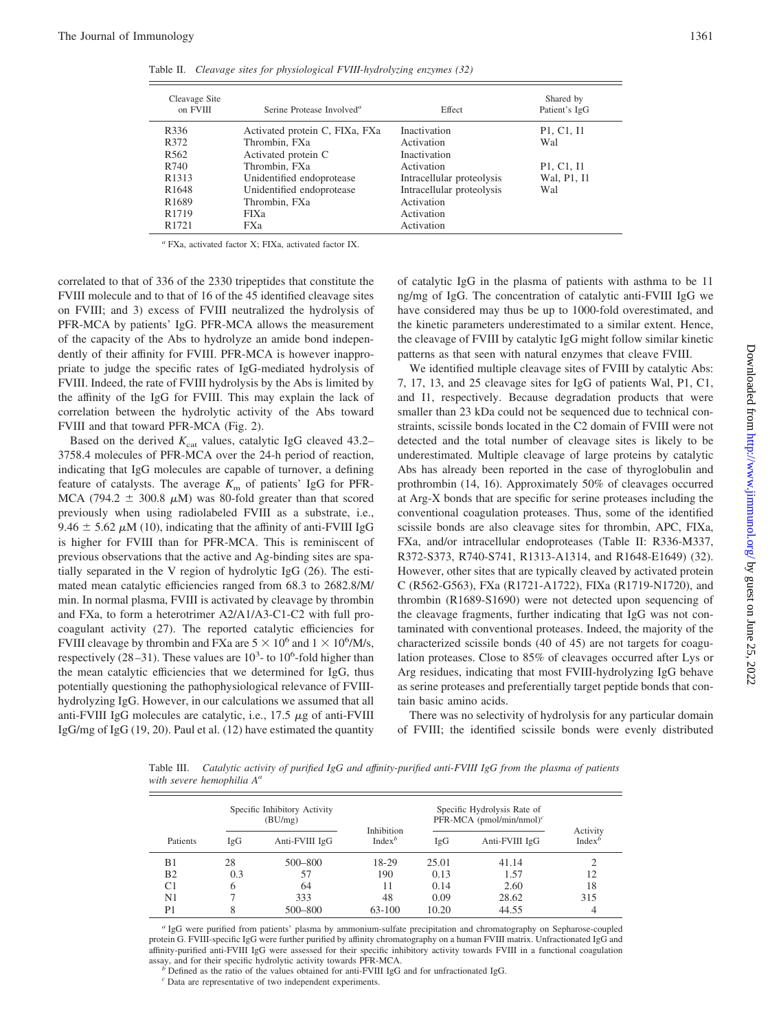Table II. *Cleavage sites for physiological FVIII-hydrolyzing enzymes (32)*

| Cleavage Site on FVIII | Serine Protease Involved[a] | Effect | Shared by Patient's IgG |
|---|---|---|---|
| R336 | Activated protein C, FIXa, FXa | Inactivation | P1, C1, I1 |
| R372 | Thrombin, FXa | Activation | Wal |
| R562 | Activated protein C | Inactivation | |
| R740 | Thrombin, FXa | Activation | P1, C1, I1 |
| R1313 | Unidentified endoprotease | Intracellular proteolysis | Wal, P1, I1 |
| R1648 | Unidentified endoprotease | Intracellular proteolysis | Wal |
| R1689 | Thrombin, FXa | Activation | |
| R1719 | FIXa | Activation | |
| R1721 | FXa | Activation | |

[a] FXa, activated factor X; FIXa, activated factor IX.

correlated to that of 336 of the 2330 tripeptides that constitute the FVIII molecule and to that of 16 of the 45 identified cleavage sites on FVIII; and 3) excess of FVIII neutralized the hydrolysis of PFR-MCA by patients' IgG. PFR-MCA allows the measurement of the capacity of the Abs to hydrolyze an amide bond independently of their affinity for FVIII. PFR-MCA is however inappropriate to judge the specific rates of IgG-mediated hydrolysis of FVIII. Indeed, the rate of FVIII hydrolysis by the Abs is limited by the affinity of the IgG for FVIII. This may explain the lack of correlation between the hydrolytic activity of the Abs toward FVIII and that toward PFR-MCA (Fig. 2).

Based on the derived $K_{cat}$ values, catalytic IgG cleaved 43.2–3758.4 molecules of PFR-MCA over the 24-h period of reaction, indicating that IgG molecules are capable of turnover, a defining feature of catalysts. The average $K_m$ of patients' IgG for PFR-MCA (794.2 ± 300.8 μM) was 80-fold greater than that scored previously when using radiolabeled FVIII as a substrate, i.e., 9.46 ± 5.62 μM (10), indicating that the affinity of anti-FVIII IgG is higher for FVIII than for PFR-MCA. This is reminiscent of previous observations that the active and Ag-binding sites are spatially separated in the V region of hydrolytic IgG (26). The estimated mean catalytic efficiencies ranged from 68.3 to 2682.8/M/min. In normal plasma, FVIII is activated by cleavage by thrombin and FXa, to form a heterotrimer A2/A1/A3-C1-C2 with full procoagulant activity (27). The reported catalytic efficiencies for FVIII cleavage by thrombin and FXa are $5 \times 10^6$ and $1 \times 10^6$/M/s, respectively (28–31). These values are $10^3$- to $10^6$-fold higher than the mean catalytic efficiencies that we determined for IgG, thus potentially questioning the pathophysiological relevance of FVIII-hydrolyzing IgG. However, in our calculations we assumed that all anti-FVIII IgG molecules are catalytic, i.e., 17.5 μg of anti-FVIII IgG/mg of IgG (19, 20). Paul et al. (12) have estimated the quantity of catalytic IgG in the plasma of patients with asthma to be 11 ng/mg of IgG. The concentration of catalytic anti-FVIII IgG we have considered may thus be up to 1000-fold overestimated, and the kinetic parameters underestimated to a similar extent. Hence, the cleavage of FVIII by catalytic IgG might follow similar kinetic patterns as that seen with natural enzymes that cleave FVIII.

We identified multiple cleavage sites of FVIII by catalytic Abs: 7, 17, 13, and 25 cleavage sites for IgG of patients Wal, P1, C1, and I1, respectively. Because degradation products that were smaller than 23 kDa could not be sequenced due to technical constraints, scissile bonds located in the C2 domain of FVIII were not detected and the total number of cleavage sites is likely to be underestimated. Multiple cleavage of large proteins by catalytic Abs has already been reported in the case of thyroglobulin and prothrombin (14, 16). Approximately 50% of cleavages occurred at Arg-X bonds that are specific for serine proteases including the conventional coagulation proteases. Thus, some of the identified scissile bonds are also cleavage sites for thrombin, APC, FIXa, FXa, and/or intracellular endoproteases (Table II: R336-M337, R372-S373, R740-S741, R1313-A1314, and R1648-E1649) (32). However, other sites that are typically cleaved by activated protein C (R562-G563), FXa (R1721-A1722), FIXa (R1719-N1720), and thrombin (R1689-S1690) were not detected upon sequencing of the cleavage fragments, further indicating that IgG was not contaminated with conventional proteases. Indeed, the majority of the characterized scissile bonds (40 of 45) are not targets for coagulation proteases. Close to 85% of cleavages occurred after Lys or Arg residues, indicating that most FVIII-hydrolyzing IgG behave as serine proteases and preferentially target peptide bonds that contain basic amino acids.

There was no selectivity of hydrolysis for any particular domain of FVIII; the identified scissile bonds were evenly distributed

Table III. *Catalytic activity of purified IgG and affinity-purified anti-FVIII IgG from the plasma of patients with severe hemophilia A*[a]

| Patients | Specific Inhibitory Activity (BU/mg) | | Inhibition Index[b] | Specific Hydrolysis Rate of PFR-MCA (pmol/min/nmol)[c] | | Activity Index[b] |
|---|---|---|---|---|---|---|
| | IgG | Anti-FVIII IgG | | IgG | Anti-FVIII IgG | |
| B1 | 28 | 500–800 | 18-29 | 25.01 | 41.14 | 2 |
| B2 | 0.3 | 57 | 190 | 0.13 | 1.57 | 12 |
| C1 | 6 | 64 | 11 | 0.14 | 2.60 | 18 |
| N1 | 7 | 333 | 48 | 0.09 | 28.62 | 315 |
| P1 | 8 | 500–800 | 63-100 | 10.20 | 44.55 | 4 |

[a] IgG were purified from patients' plasma by ammonium-sulfate precipitation and chromatography on Sepharose-coupled protein G. FVIII-specific IgG were further purified by affinity chromatography on a human FVIII matrix. Unfractionated IgG and affinity-purified anti-FVIII IgG were assessed for their specific inhibitory activity towards FVIII in a functional coagulation assay, and for their specific hydrolytic activity towards PFR-MCA.

[b] Defined as the ratio of the values obtained for anti-FVIII IgG and for unfractionated IgG.

[c] Data are representative of two independent experiments.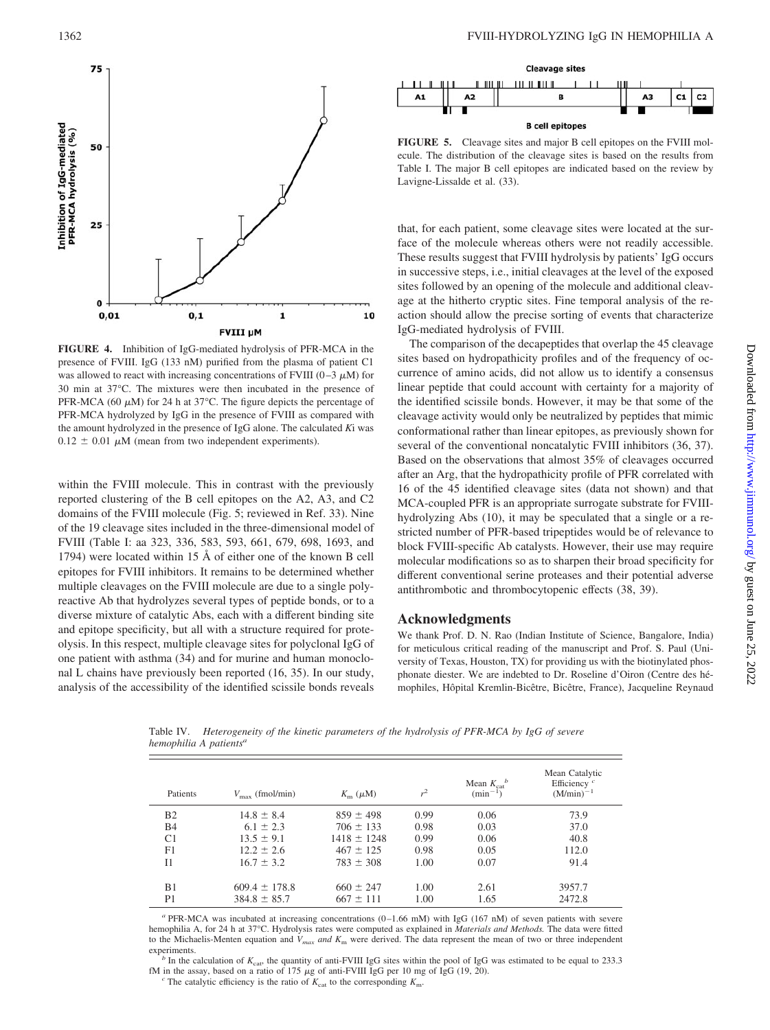**FIGURE 4.** Inhibition of IgG-mediated hydrolysis of PFR-MCA in the presence of FVIII. IgG (133 nM) purified from the plasma of patient C1 was allowed to react with increasing concentrations of FVIII (0–3 $\mu$M) for 30 min at 37°C. The mixtures were then incubated in the presence of PFR-MCA (60 $\mu$M) for 24 h at 37°C. The figure depicts the percentage of PFR-MCA hydrolyzed by IgG in the presence of FVIII as compared with the amount hydrolyzed in the presence of IgG alone. The calculated *K*i was $0.12 \pm 0.01$ $\mu$M (mean from two independent experiments).

**FIGURE 5.** Cleavage sites and major B cell epitopes on the FVIII molecule. The distribution of the cleavage sites is based on the results from Table I. The major B cell epitopes are indicated based on the review by Lavigne-Lissalde et al. (33).

within the FVIII molecule. This in contrast with the previously reported clustering of the B cell epitopes on the A2, A3, and C2 domains of the FVIII molecule (Fig. 5; reviewed in Ref. 33). Nine of the 19 cleavage sites included in the three-dimensional model of FVIII (Table I: aa 323, 336, 583, 593, 661, 679, 698, 1693, and 1794) were located within 15 Å of either one of the known B cell epitopes for FVIII inhibitors. It remains to be determined whether multiple cleavages on the FVIII molecule are due to a single polyreactive Ab that hydrolyzes several types of peptide bonds, or to a diverse mixture of catalytic Abs, each with a different binding site and epitope specificity, but all with a structure required for proteolysis. In this respect, multiple cleavage sites for polyclonal IgG of one patient with asthma (34) and for murine and human monoclonal L chains have previously been reported (16, 35). In our study, analysis of the accessibility of the identified scissile bonds reveals that, for each patient, some cleavage sites were located at the surface of the molecule whereas others were not readily accessible. These results suggest that FVIII hydrolysis by patients' IgG occurs in successive steps, i.e., initial cleavages at the level of the exposed sites followed by an opening of the molecule and additional cleavage at the hitherto cryptic sites. Fine temporal analysis of the reaction should allow the precise sorting of events that characterize IgG-mediated hydrolysis of FVIII.

The comparison of the decapeptides that overlap the 45 cleavage sites based on hydropathicity profiles and of the frequency of occurrence of amino acids, did not allow us to identify a consensus linear peptide that could account with certainty for a majority of the identified scissile bonds. However, it may be that some of the cleavage activity would only be neutralized by peptides that mimic conformational rather than linear epitopes, as previously shown for several of the conventional noncatalytic FVIII inhibitors (36, 37). Based on the observations that almost 35% of cleavages occurred after an Arg, that the hydropathicity profile of PFR correlated with 16 of the 45 identified cleavage sites (data not shown) and that MCA-coupled PFR is an appropriate surrogate substrate for FVIII-hydrolyzing Abs (10), it may be speculated that a single or a restricted number of PFR-based tripeptides would be of relevance to block FVIII-specific Ab catalysts. However, their use may require molecular modifications so as to sharpen their broad specificity for different conventional serine proteases and their potential adverse antithrombotic and thrombocytopenic effects (38, 39).

## Acknowledgments

We thank Prof. D. N. Rao (Indian Institute of Science, Bangalore, India) for meticulous critical reading of the manuscript and Prof. S. Paul (University of Texas, Houston, TX) for providing us with the biotinylated phosphonate diester. We are indebted to Dr. Roseline d'Oiron (Centre des hémophiles, Hôpital Kremlin-Bicêtre, Bicêtre, France), Jacqueline Reynaud

Table IV. *Heterogeneity of the kinetic parameters of the hydrolysis of PFR-MCA by IgG of severe hemophilia A patients*[a]

| Patients | $V_{max}$ (fmol/min) | $K_m$ ($\mu$M) | $r^2$ | Mean $K_{cat}$[b] ($min^{-1}$) | Mean Catalytic Efficiency[c] $(M/min)^{-1}$ |
|---|---|---|---|---|---|
| B2 | 14.8 ± 8.4 | 859 ± 498 | 0.99 | 0.06 | 73.9 |
| B4 | 6.1 ± 2.3 | 706 ± 133 | 0.98 | 0.03 | 37.0 |
| C1 | 13.5 ± 9.1 | 1418 ± 1248 | 0.99 | 0.06 | 40.8 |
| F1 | 12.2 ± 2.6 | 467 ± 125 | 0.98 | 0.05 | 112.0 |
| I1 | 16.7 ± 3.2 | 783 ± 308 | 1.00 | 0.07 | 91.4 |
| B1 | 609.4 ± 178.8 | 660 ± 247 | 1.00 | 2.61 | 3957.7 |
| P1 | 384.8 ± 85.7 | 667 ± 111 | 1.00 | 1.65 | 2472.8 |

[a] PFR-MCA was incubated at increasing concentrations (0–1.66 mM) with IgG (167 nM) of seven patients with severe hemophilia A, for 24 h at 37°C. Hydrolysis rates were computed as explained in *Materials and Methods.* The data were fitted to the Michaelis-Menten equation and $V_{max}$ *and* $K_m$ were derived. The data represent the mean of two or three independent experiments.

[b] In the calculation of $K_{cat}$, the quantity of anti-FVIII IgG sites within the pool of IgG was estimated to be equal to 233.3 fM in the assay, based on a ratio of 175 $\mu$g of anti-FVIII IgG per 10 mg of IgG (19, 20).

[c] The catalytic efficiency is the ratio of $K_{cat}$ to the corresponding $K_m$.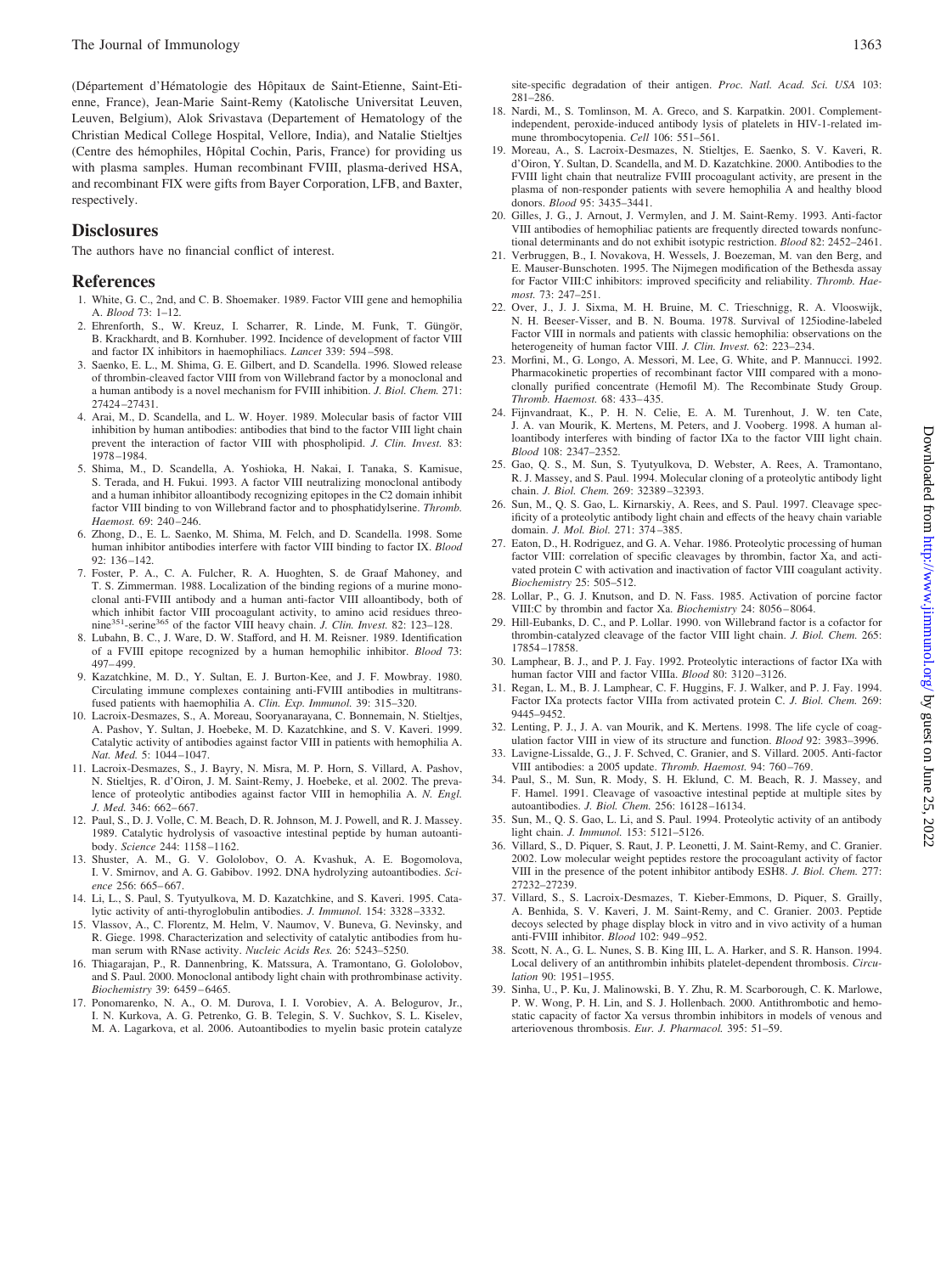(Département d'Hématologie des Hôpitaux de Saint-Etienne, Saint-Etienne, France), Jean-Marie Saint-Remy (Katolische Universitat Leuven, Leuven, Belgium), Alok Srivastava (Departement of Hematology of the Christian Medical College Hospital, Vellore, India), and Natalie Stieltjes (Centre des hémophiles, Hôpital Cochin, Paris, France) for providing us with plasma samples. Human recombinant FVIII, plasma-derived HSA, and recombinant FIX were gifts from Bayer Corporation, LFB, and Baxter, respectively.

## Disclosures

The authors have no financial conflict of interest.

## References

1. White, G. C., 2nd, and C. B. Shoemaker. 1989. Factor VIII gene and hemophilia A. *Blood* 73: 1–12.
2. Ehrenforth, S., W. Kreuz, I. Scharrer, R. Linde, M. Funk, T. Güngör, B. Krackhardt, and B. Kornhuber. 1992. Incidence of development of factor VIII and factor IX inhibitors in haemophiliacs. *Lancet* 339: 594–598.
3. Saenko, E. L., M. Shima, G. E. Gilbert, and D. Scandella. 1996. Slowed release of thrombin-cleaved factor VIII from von Willebrand factor by a monoclonal and a human antibody is a novel mechanism for FVIII inhibition. *J. Biol. Chem.* 271: 27424–27431.
4. Arai, M., D. Scandella, and L. W. Hoyer. 1989. Molecular basis of factor VIII inhibition by human antibodies: antibodies that bind to the factor VIII light chain prevent the interaction of factor VIII with phospholipid. *J. Clin. Invest.* 83: 1978–1984.
5. Shima, M., D. Scandella, A. Yoshioka, H. Nakai, I. Tanaka, S. Kamisue, S. Terada, and H. Fukui. 1993. A factor VIII neutralizing monoclonal antibody and a human inhibitor alloantibody recognizing epitopes in the C2 domain inhibit factor VIII binding to von Willebrand factor and to phosphatidylserine. *Thromb. Haemost.* 69: 240–246.
6. Zhong, D., E. L. Saenko, M. Shima, M. Felch, and D. Scandella. 1998. Some human inhibitor antibodies interfere with factor VIII binding to factor IX. *Blood* 92: 136–142.
7. Foster, P. A., C. A. Fulcher, R. A. Houghten, S. de Graaf Mahoney, and T. S. Zimmerman. 1988. Localization of the binding regions of a murine monoclonal anti-FVIII antibody and a human anti-factor VIII alloantibody, both of which inhibit factor VIII procoagulant activity, to amino acid residues threonine[351]-serine[365] of the factor VIII heavy chain. *J. Clin. Invest.* 82: 123–128.
8. Lubahn, B. C., J. Ware, D. W. Stafford, and H. M. Reisner. 1989. Identification of a FVIII epitope recognized by a human hemophilic inhibitor. *Blood* 73: 497–499.
9. Kazatchkine, M. D., Y. Sultan, E. J. Burton-Kee, and J. F. Mowbray. 1980. Circulating immune complexes containing anti-FVIII antibodies in multitransfused patients with haemophilia A. *Clin. Exp. Immunol.* 39: 315–320.
10. Lacroix-Desmazes, S., A. Moreau, Sooryanarayana, C. Bonnemain, N. Stieltjes, A. Pashov, Y. Sultan, J. Hoebeke, M. D. Kazatchkine, and S. V. Kaveri. 1999. Catalytic activity of antibodies against factor VIII in patients with hemophilia A. *Nat. Med.* 5: 1044–1047.
11. Lacroix-Desmazes, S., J. Bayry, N. Misra, M. P. Horn, S. Villard, A. Pashov, N. Stieltjes, R. d'Oiron, J. M. Saint-Remy, J. Hoebeke, et al. 2002. The prevalence of proteolytic antibodies against factor VIII in hemophilia A. *N. Engl. J. Med.* 346: 662–667.
12. Paul, S., D. J. Volle, C. M. Beach, D. R. Johnson, M. J. Powell, and R. J. Massey. 1989. Catalytic hydrolysis of vasoactive intestinal peptide by human autoantibody. *Science* 244: 1158–1162.
13. Shuster, A. M., G. V. Gololobov, O. A. Kvashuk, A. E. Bogomolova, I. V. Smirnov, and A. G. Gabibov. 1992. DNA hydrolyzing autoantibodies. *Science* 256: 665–667.
14. Li, L., S. Paul, S. Tyutyulkova, M. D. Kazatchkine, and S. Kaveri. 1995. Catalytic activity of anti-thyroglobulin antibodies. *J. Immunol.* 154: 3328–3332.
15. Vlassov, A., C. Florentz, M. Helm, V. Naumov, V. Buneva, G. Nevinsky, and R. Giege. 1998. Characterization and selectivity of catalytic antibodies from human serum with RNase activity. *Nucleic Acids Res.* 26: 5243–5250.
16. Thiagarajan, P., R. Dannenbring, K. Matssura, A. Tramontano, G. Gololobov, and S. Paul. 2000. Monoclonal antibody light chain with prothrombinase activity. *Biochemistry* 39: 6459–6465.
17. Ponomarenko, N. A., O. M. Durova, I. I. Vorobiev, A. A. Belogurov, Jr., I. N. Kurkova, A. G. Petrenko, G. B. Telegin, S. V. Suchkov, S. L. Kiselev, M. A. Lagarkova, et al. 2006. Autoantibodies to myelin basic protein catalyze site-specific degradation of their antigen. *Proc. Natl. Acad. Sci. USA* 103: 281–286.
18. Nardi, M., S. Tomlinson, M. A. Greco, and S. Karpatkin. 2001. Complement-independent, peroxide-induced antibody lysis of platelets in HIV-1-related immune thrombocytopenia. *Cell* 106: 551–561.
19. Moreau, A., S. Lacroix-Desmazes, N. Stieltjes, E. Saenko, S. V. Kaveri, R. d'Oiron, Y. Sultan, D. Scandella, and M. D. Kazatchkine. 2000. Antibodies to the FVIII light chain that neutralize FVIII procoagulant activity, are present in the plasma of non-responder patients with severe hemophilia A and healthy blood donors. *Blood* 95: 3435–3441.
20. Gilles, J. G., J. Arnout, J. Vermylen, and J. M. Saint-Remy. 1993. Anti-factor VIII antibodies of hemophiliac patients are frequently directed towards nonfunctional determinants and do not exhibit isotypic restriction. *Blood* 82: 2452–2461.
21. Verbruggen, B., I. Novakova, H. Wessels, J. Boezeman, M. van den Berg, and E. Mauser-Bunschoten. 1995. The Nijmegen modification of the Bethesda assay for Factor VIII:C inhibitors: improved specificity and reliability. *Thromb. Haemost.* 73: 247–251.
22. Over, J., J. J. Sixma, M. H. Bruine, M. C. Trieschnigg, R. A. Vlooswijk, N. H. Beeser-Visser, and B. N. Bouma. 1978. Survival of 125iodine-labeled Factor VIII in normals and patients with classic hemophilia: observations on the heterogeneity of human factor VIII. *J. Clin. Invest.* 62: 223–234.
23. Morfini, M., G. Longo, A. Messori, M. Lee, G. White, and P. Mannucci. 1992. Pharmacokinetic properties of recombinant factor VIII compared with a monoclonally purified concentrate (Hemofil M). The Recombinate Study Group. *Thromb. Haemost.* 68: 433–435.
24. Fijnvandraat, K., P. H. N. Celie, E. A. M. Turenhout, J. W. ten Cate, J. A. van Mourik, K. Mertens, M. Peters, and J. Voorberg. 1998. A human alloantibody interferes with binding of factor IXa to the factor VIII light chain. *Blood* 108: 2347–2352.
25. Gao, Q. S., M. Sun, S. Tyutyulkova, D. Webster, A. Rees, A. Tramontano, R. J. Massey, and S. Paul. 1994. Molecular cloning of a proteolytic antibody light chain. *J. Biol. Chem.* 269: 32389–32393.
26. Sun, M., Q. S. Gao, L. Kirnarskiy, A. Rees, and S. Paul. 1997. Cleavage specificity of a proteolytic antibody light chain and effects of the heavy chain variable domain. *J. Mol. Biol.* 271: 374–385.
27. Eaton, D., H. Rodriguez, and G. A. Vehar. 1986. Proteolytic processing of human factor VIII: correlation of specific cleavages by thrombin, factor Xa, and activated protein C with activation and inactivation of factor VIII coagulant activity. *Biochemistry* 25: 505–512.
28. Lollar, P., G. J. Knutson, and D. N. Fass. 1985. Activation of porcine factor VIII:C by thrombin and factor Xa. *Biochemistry* 24: 8056–8064.
29. Hill-Eubanks, D. C., and P. Lollar. 1990. von Willebrand factor is a cofactor for thrombin-catalyzed cleavage of the factor VIII light chain. *J. Biol. Chem.* 265: 17854–17858.
30. Lamphear, B. J., and P. J. Fay. 1992. Proteolytic interactions of factor IXa with human factor VIII and factor VIIIa. *Blood* 80: 3120–3126.
31. Regan, L. M., B. J. Lamphear, C. F. Huggins, F. J. Walker, and P. J. Fay. 1994. Factor IXa protects factor VIIIa from activated protein C. *J. Biol. Chem.* 269: 9445–9452.
32. Lenting, P. J., J. A. van Mourik, and K. Mertens. 1998. The life cycle of coagulation factor VIII in view of its structure and function. *Blood* 92: 3983–3996.
33. Lavigne-Lissalde, G., J. F. Schved, C. Granier, and S. Villard. 2005. Anti-factor VIII antibodies: a 2005 update. *Thromb. Haemost.* 94: 760–769.
34. Paul, S., M. Sun, R. Mody, S. H. Eklund, C. M. Beach, R. J. Massey, and F. Hamel. 1991. Cleavage of vasoactive intestinal peptide at multiple sites by autoantibodies. *J. Biol. Chem.* 256: 16128–16134.
35. Sun, M., Q. S. Gao, L. Li, and S. Paul. 1994. Proteolytic activity of an antibody light chain. *J. Immunol.* 153: 5121–5126.
36. Villard, S., D. Piquer, S. Raut, J. P. Leonetti, J. M. Saint-Remy, and C. Granier. 2002. Low molecular weight peptides restore the procoagulant activity of factor VIII in the presence of the potent inhibitor antibody ESH8. *J. Biol. Chem.* 277: 27232–27239.
37. Villard, S., S. Lacroix-Desmazes, T. Kieber-Emmons, D. Piquer, S. Grailly, A. Benhida, S. V. Kaveri, J. M. Saint-Remy, and C. Granier. 2003. Peptide decoys selected by phage display block in vitro and in vivo activity of a human anti-FVIII inhibitor. *Blood* 102: 949–952.
38. Scott, N. A., G. L. Nunes, S. B. King III, L. A. Harker, and S. R. Hanson. 1994. Local delivery of an antithrombin inhibits platelet-dependent thrombosis. *Circulation* 90: 1951–1955.
39. Sinha, U., P. Ku, J. Malinowski, B. Y. Zhu, R. M. Scarborough, C. K. Marlowe, P. W. Wong, P. H. Lin, and S. J. Hollenbach. 2000. Antithrombotic and hemostatic capacity of factor Xa versus thrombin inhibitors in models of venous and arteriovenous thrombosis. *Eur. J. Pharmacol.* 395: 51–59.